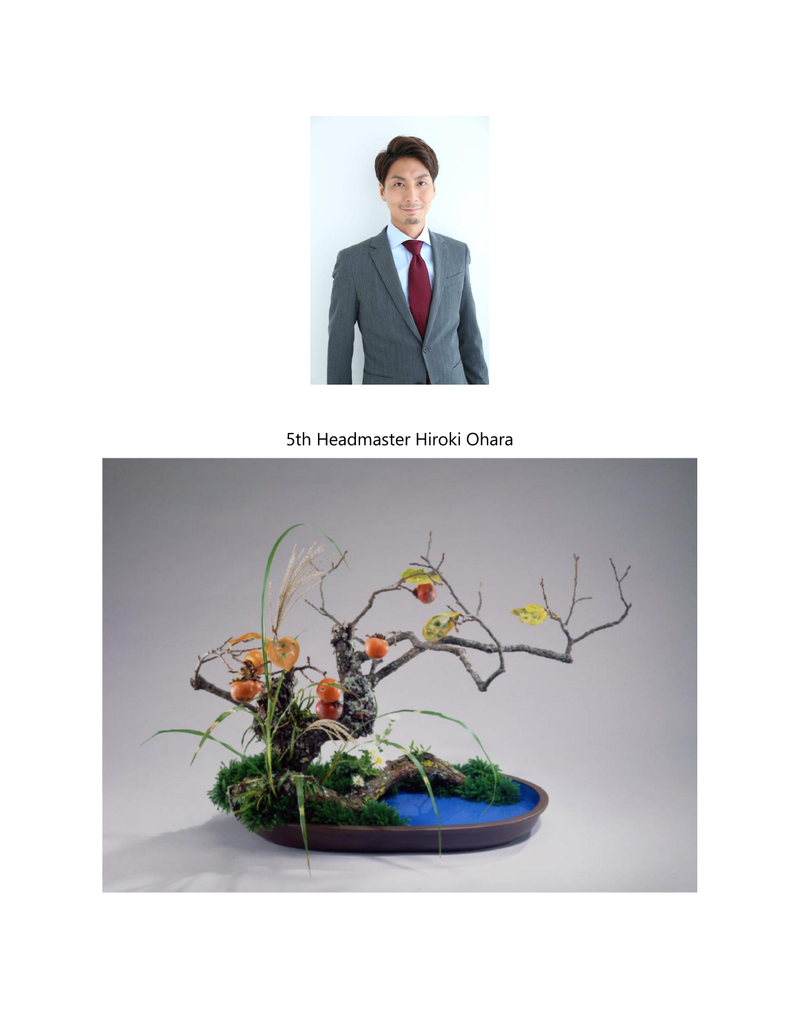5th Headmaster Hiroki Ohara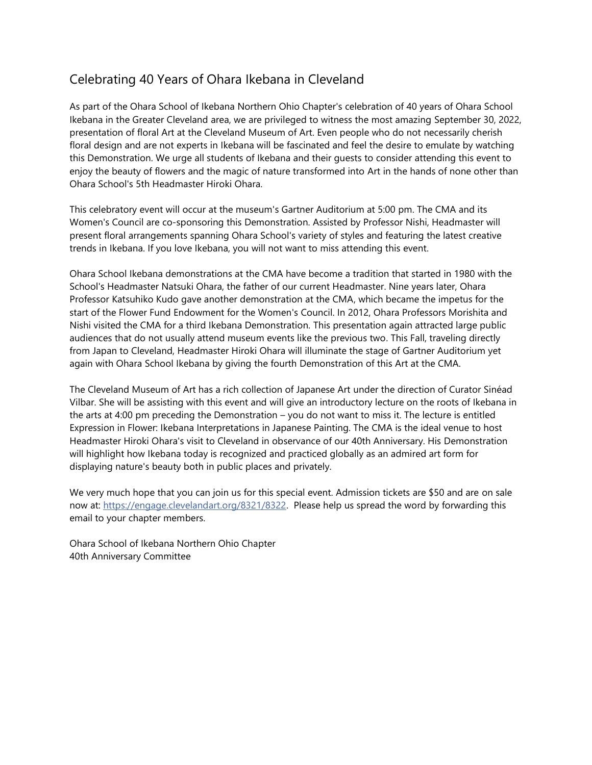# Celebrating 40 Years of Ohara Ikebana in Cleveland

As part of the Ohara School of Ikebana Northern Ohio Chapter's celebration of 40 years of Ohara School Ikebana in the Greater Cleveland area, we are privileged to witness the most amazing September 30, 2022, presentation of floral Art at the Cleveland Museum of Art. Even people who do not necessarily cherish floral design and are not experts in Ikebana will be fascinated and feel the desire to emulate by watching this Demonstration. We urge all students of Ikebana and their guests to consider attending this event to enjoy the beauty of flowers and the magic of nature transformed into Art in the hands of none other than Ohara School's 5th Headmaster Hiroki Ohara.

This celebratory event will occur at the museum's Gartner Auditorium at 5:00 pm. The CMA and its Women's Council are co-sponsoring this Demonstration. Assisted by Professor Nishi, Headmaster will present floral arrangements spanning Ohara School's variety of styles and featuring the latest creative trends in Ikebana. If you love Ikebana, you will not want to miss attending this event.

Ohara School Ikebana demonstrations at the CMA have become a tradition that started in 1980 with the School's Headmaster Natsuki Ohara, the father of our current Headmaster. Nine years later, Ohara Professor Katsuhiko Kudo gave another demonstration at the CMA, which became the impetus for the start of the Flower Fund Endowment for the Women's Council. In 2012, Ohara Professors Morishita and Nishi visited the CMA for a third Ikebana Demonstration. This presentation again attracted large public audiences that do not usually attend museum events like the previous two. This Fall, traveling directly from Japan to Cleveland, Headmaster Hiroki Ohara will illuminate the stage of Gartner Auditorium yet again with Ohara School Ikebana by giving the fourth Demonstration of this Art at the CMA.

The Cleveland Museum of Art has a rich collection of Japanese Art under the direction of Curator Sinéad Vilbar. She will be assisting with this event and will give an introductory lecture on the roots of Ikebana in the arts at 4:00 pm preceding the Demonstration – you do not want to miss it. The lecture is entitled Expression in Flower: Ikebana Interpretations in Japanese Painting. The CMA is the ideal venue to host Headmaster Hiroki Ohara's visit to Cleveland in observance of our 40th Anniversary. His Demonstration will highlight how Ikebana today is recognized and practiced globally as an admired art form for displaying nature's beauty both in public places and privately.

We very much hope that you can join us for this special event. Admission tickets are $50 and are on sale now at: [https://engage.clevelandart.org/8321/8322](https://engage.clevelandart.org/8321/8322). Please help us spread the word by forwarding this email to your chapter members.

Ohara School of Ikebana Northern Ohio Chapter
40th Anniversary Committee